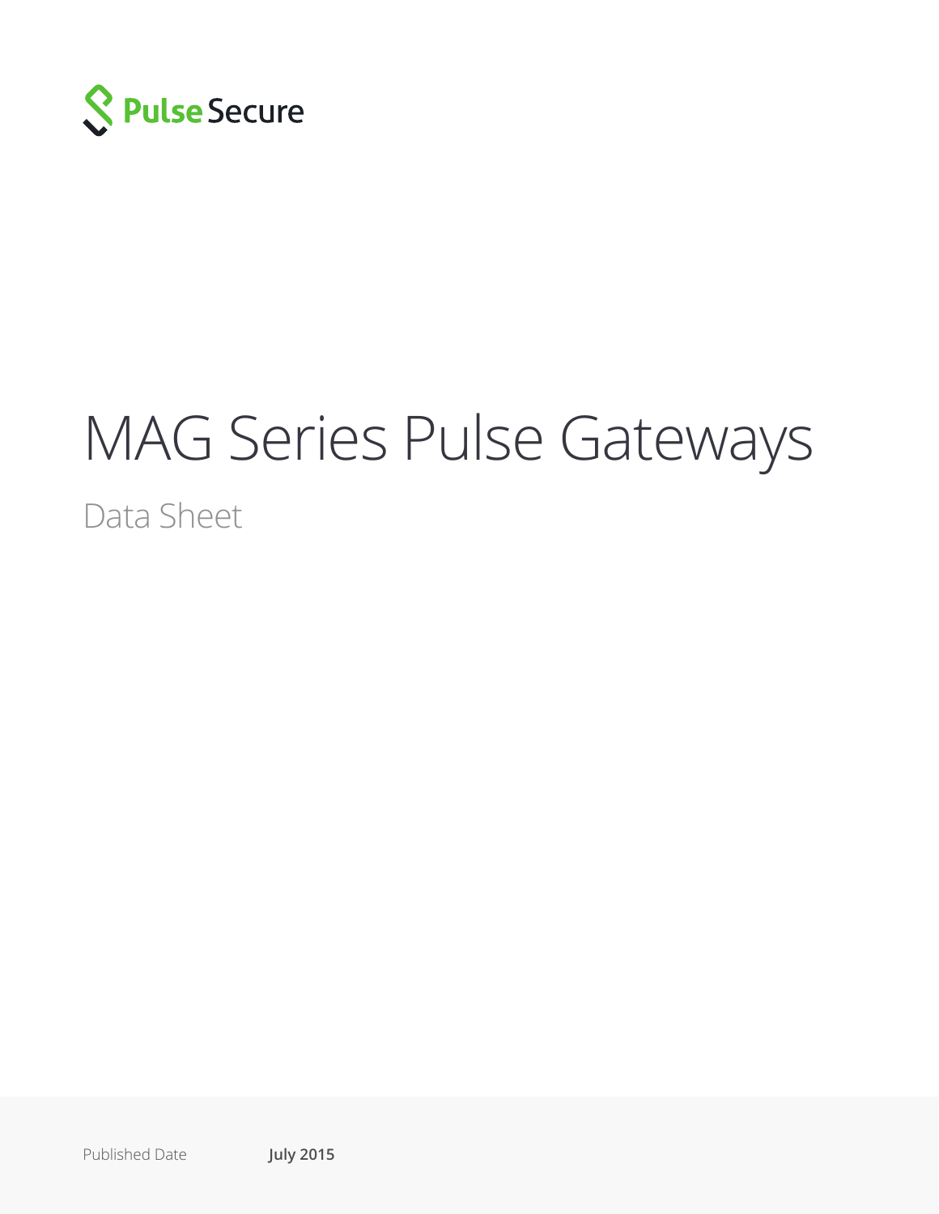Pulse Secure

# MAG Series Pulse Gateways

## Data Sheet

Published Date **July 2015**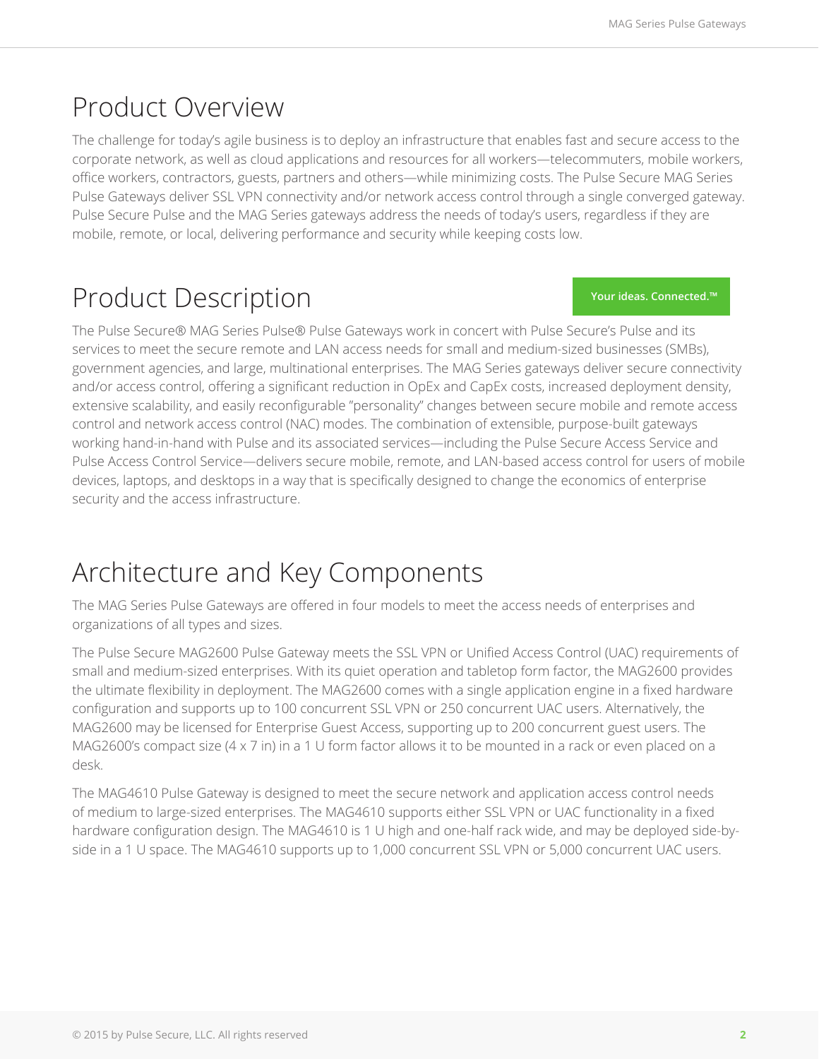# Product Overview

The challenge for today's agile business is to deploy an infrastructure that enables fast and secure access to the corporate network, as well as cloud applications and resources for all workers—telecommuters, mobile workers, office workers, contractors, guests, partners and others—while minimizing costs. The Pulse Secure MAG Series Pulse Gateways deliver SSL VPN connectivity and/or network access control through a single converged gateway. Pulse Secure Pulse and the MAG Series gateways address the needs of today's users, regardless if they are mobile, remote, or local, delivering performance and security while keeping costs low.

# Product Description

Your ideas. Connected.™

The Pulse Secure® MAG Series Pulse® Pulse Gateways work in concert with Pulse Secure's Pulse and its services to meet the secure remote and LAN access needs for small and medium-sized businesses (SMBs), government agencies, and large, multinational enterprises. The MAG Series gateways deliver secure connectivity and/or access control, offering a significant reduction in OpEx and CapEx costs, increased deployment density, extensive scalability, and easily reconfigurable "personality" changes between secure mobile and remote access control and network access control (NAC) modes. The combination of extensible, purpose-built gateways working hand-in-hand with Pulse and its associated services—including the Pulse Secure Access Service and Pulse Access Control Service—delivers secure mobile, remote, and LAN-based access control for users of mobile devices, laptops, and desktops in a way that is specifically designed to change the economics of enterprise security and the access infrastructure.

# Architecture and Key Components

The MAG Series Pulse Gateways are offered in four models to meet the access needs of enterprises and organizations of all types and sizes.

The Pulse Secure MAG2600 Pulse Gateway meets the SSL VPN or Unified Access Control (UAC) requirements of small and medium-sized enterprises. With its quiet operation and tabletop form factor, the MAG2600 provides the ultimate flexibility in deployment. The MAG2600 comes with a single application engine in a fixed hardware configuration and supports up to 100 concurrent SSL VPN or 250 concurrent UAC users. Alternatively, the MAG2600 may be licensed for Enterprise Guest Access, supporting up to 200 concurrent guest users. The MAG2600's compact size (4 x 7 in) in a 1 U form factor allows it to be mounted in a rack or even placed on a desk.

The MAG4610 Pulse Gateway is designed to meet the secure network and application access control needs of medium to large-sized enterprises. The MAG4610 supports either SSL VPN or UAC functionality in a fixed hardware configuration design. The MAG4610 is 1 U high and one-half rack wide, and may be deployed side-by-side in a 1 U space. The MAG4610 supports up to 1,000 concurrent SSL VPN or 5,000 concurrent UAC users.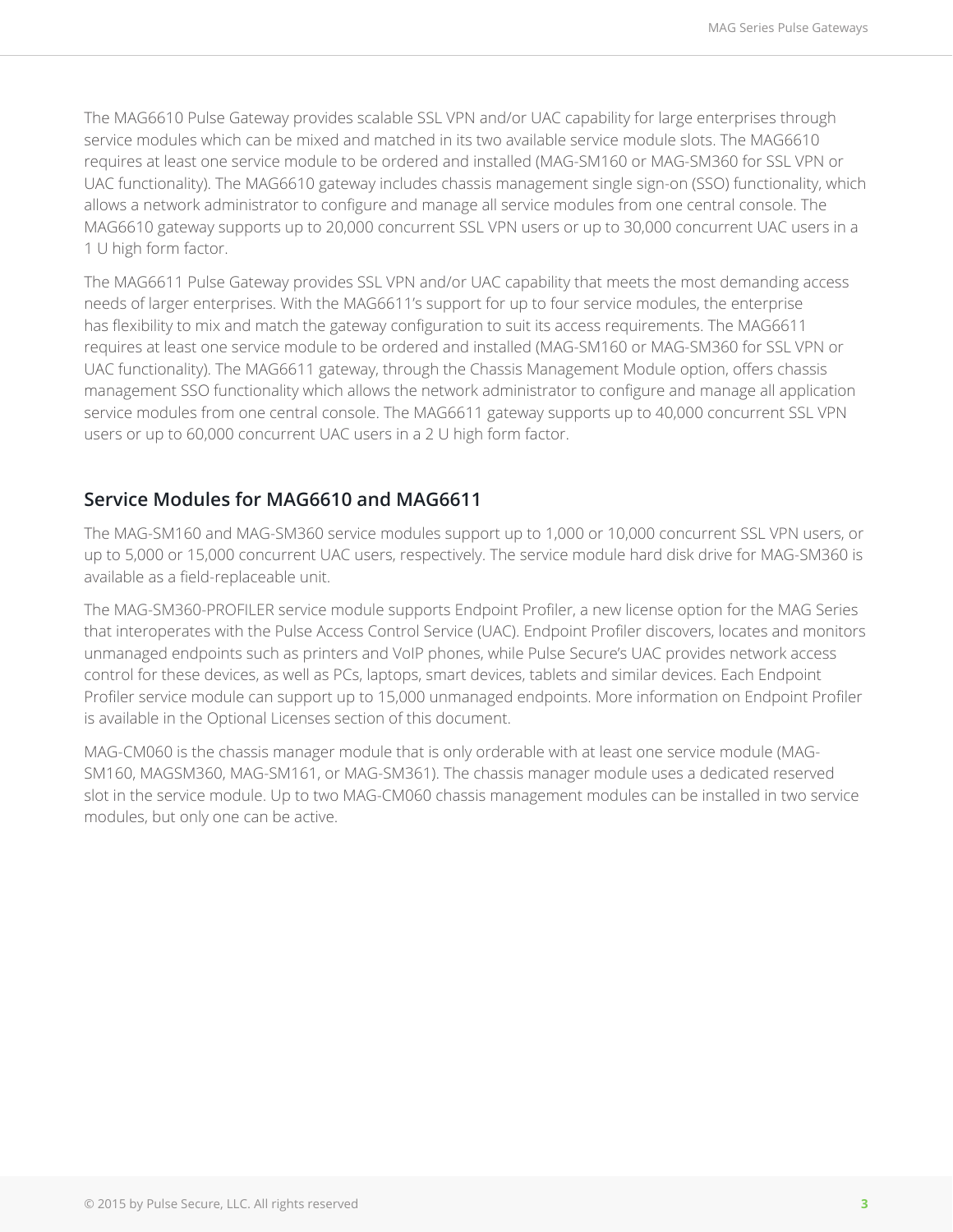The MAG6610 Pulse Gateway provides scalable SSL VPN and/or UAC capability for large enterprises through service modules which can be mixed and matched in its two available service module slots. The MAG6610 requires at least one service module to be ordered and installed (MAG-SM160 or MAG-SM360 for SSL VPN or UAC functionality). The MAG6610 gateway includes chassis management single sign-on (SSO) functionality, which allows a network administrator to configure and manage all service modules from one central console. The MAG6610 gateway supports up to 20,000 concurrent SSL VPN users or up to 30,000 concurrent UAC users in a 1 U high form factor.

The MAG6611 Pulse Gateway provides SSL VPN and/or UAC capability that meets the most demanding access needs of larger enterprises. With the MAG6611's support for up to four service modules, the enterprise has flexibility to mix and match the gateway configuration to suit its access requirements. The MAG6611 requires at least one service module to be ordered and installed (MAG-SM160 or MAG-SM360 for SSL VPN or UAC functionality). The MAG6611 gateway, through the Chassis Management Module option, offers chassis management SSO functionality which allows the network administrator to configure and manage all application service modules from one central console. The MAG6611 gateway supports up to 40,000 concurrent SSL VPN users or up to 60,000 concurrent UAC users in a 2 U high form factor.

## Service Modules for MAG6610 and MAG6611

The MAG-SM160 and MAG-SM360 service modules support up to 1,000 or 10,000 concurrent SSL VPN users, or up to 5,000 or 15,000 concurrent UAC users, respectively. The service module hard disk drive for MAG-SM360 is available as a field-replaceable unit.

The MAG-SM360-PROFILER service module supports Endpoint Profiler, a new license option for the MAG Series that interoperates with the Pulse Access Control Service (UAC). Endpoint Profiler discovers, locates and monitors unmanaged endpoints such as printers and VoIP phones, while Pulse Secure's UAC provides network access control for these devices, as well as PCs, laptops, smart devices, tablets and similar devices. Each Endpoint Profiler service module can support up to 15,000 unmanaged endpoints. More information on Endpoint Profiler is available in the Optional Licenses section of this document.

MAG-CM060 is the chassis manager module that is only orderable with at least one service module (MAG-SM160, MAGSM360, MAG-SM161, or MAG-SM361). The chassis manager module uses a dedicated reserved slot in the service module. Up to two MAG-CM060 chassis management modules can be installed in two service modules, but only one can be active.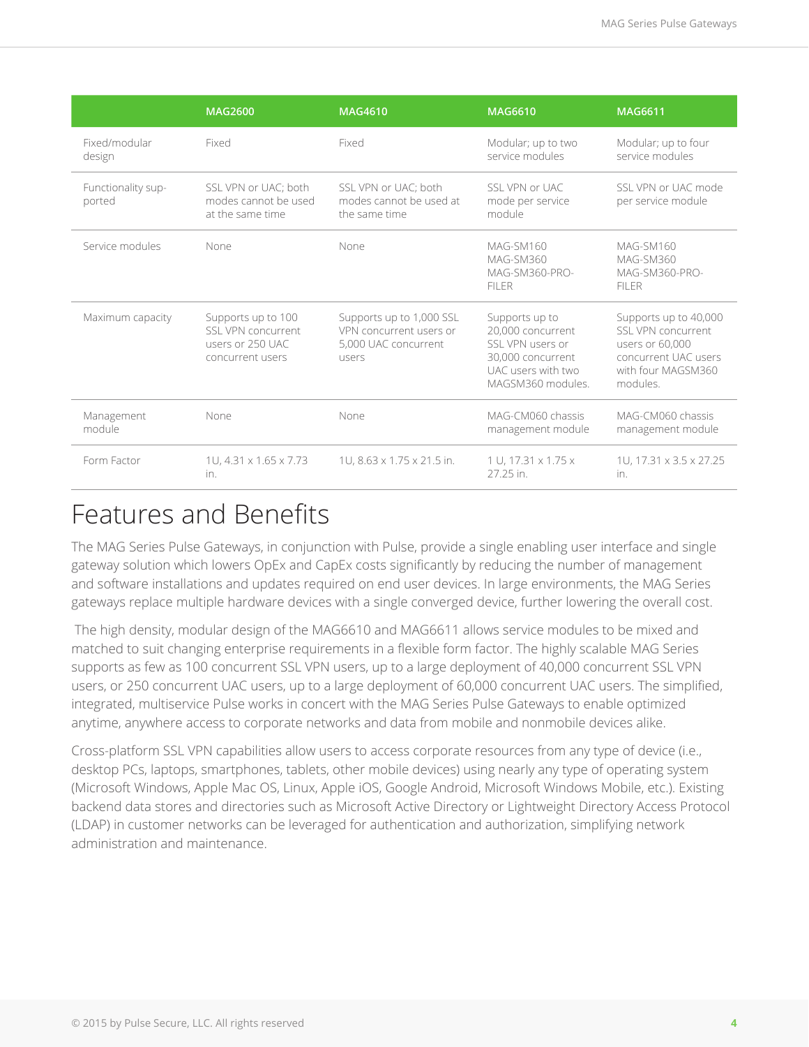| | MAG2600 | MAG4610 | MAG6610 | MAG6611 |
|---|---|---|---|---|
| Fixed/modular design | Fixed | Fixed | Modular; up to two service modules | Modular; up to four service modules |
| Functionality supported | SSL VPN or UAC; both modes cannot be used at the same time | SSL VPN or UAC; both modes cannot be used at the same time | SSL VPN or UAC mode per service module | SSL VPN or UAC mode per service module |
| Service modules | None | None | MAG-SM160<br>MAG-SM360<br>MAG-SM360-PROFILER | MAG-SM160<br>MAG-SM360<br>MAG-SM360-PROFILER |
| Maximum capacity | Supports up to 100 SSL VPN concurrent users or 250 UAC concurrent users | Supports up to 1,000 SSL VPN concurrent users or 5,000 UAC concurrent users | Supports up to 20,000 concurrent SSL VPN users or 30,000 concurrent UAC users with two MAGSM360 modules. | Supports up to 40,000 SSL VPN concurrent users or 60,000 concurrent UAC users with four MAGSM360 modules. |
| Management module | None | None | MAG-CM060 chassis management module | MAG-CM060 chassis management module |
| Form Factor | 1U, 4.31 x 1.65 x 7.73 in. | 1U, 8.63 x 1.75 x 21.5 in. | 1 U, 17.31 x 1.75 x 27.25 in. | 1U, 17.31 x 3.5 x 27.25 in. |

# Features and Benefits

The MAG Series Pulse Gateways, in conjunction with Pulse, provide a single enabling user interface and single gateway solution which lowers OpEx and CapEx costs significantly by reducing the number of management and software installations and updates required on end user devices. In large environments, the MAG Series gateways replace multiple hardware devices with a single converged device, further lowering the overall cost.

The high density, modular design of the MAG6610 and MAG6611 allows service modules to be mixed and matched to suit changing enterprise requirements in a flexible form factor. The highly scalable MAG Series supports as few as 100 concurrent SSL VPN users, up to a large deployment of 40,000 concurrent SSL VPN users, or 250 concurrent UAC users, up to a large deployment of 60,000 concurrent UAC users. The simplified, integrated, multiservice Pulse works in concert with the MAG Series Pulse Gateways to enable optimized anytime, anywhere access to corporate networks and data from mobile and nonmobile devices alike.

Cross-platform SSL VPN capabilities allow users to access corporate resources from any type of device (i.e., desktop PCs, laptops, smartphones, tablets, other mobile devices) using nearly any type of operating system (Microsoft Windows, Apple Mac OS, Linux, Apple iOS, Google Android, Microsoft Windows Mobile, etc.). Existing backend data stores and directories such as Microsoft Active Directory or Lightweight Directory Access Protocol (LDAP) in customer networks can be leveraged for authentication and authorization, simplifying network administration and maintenance.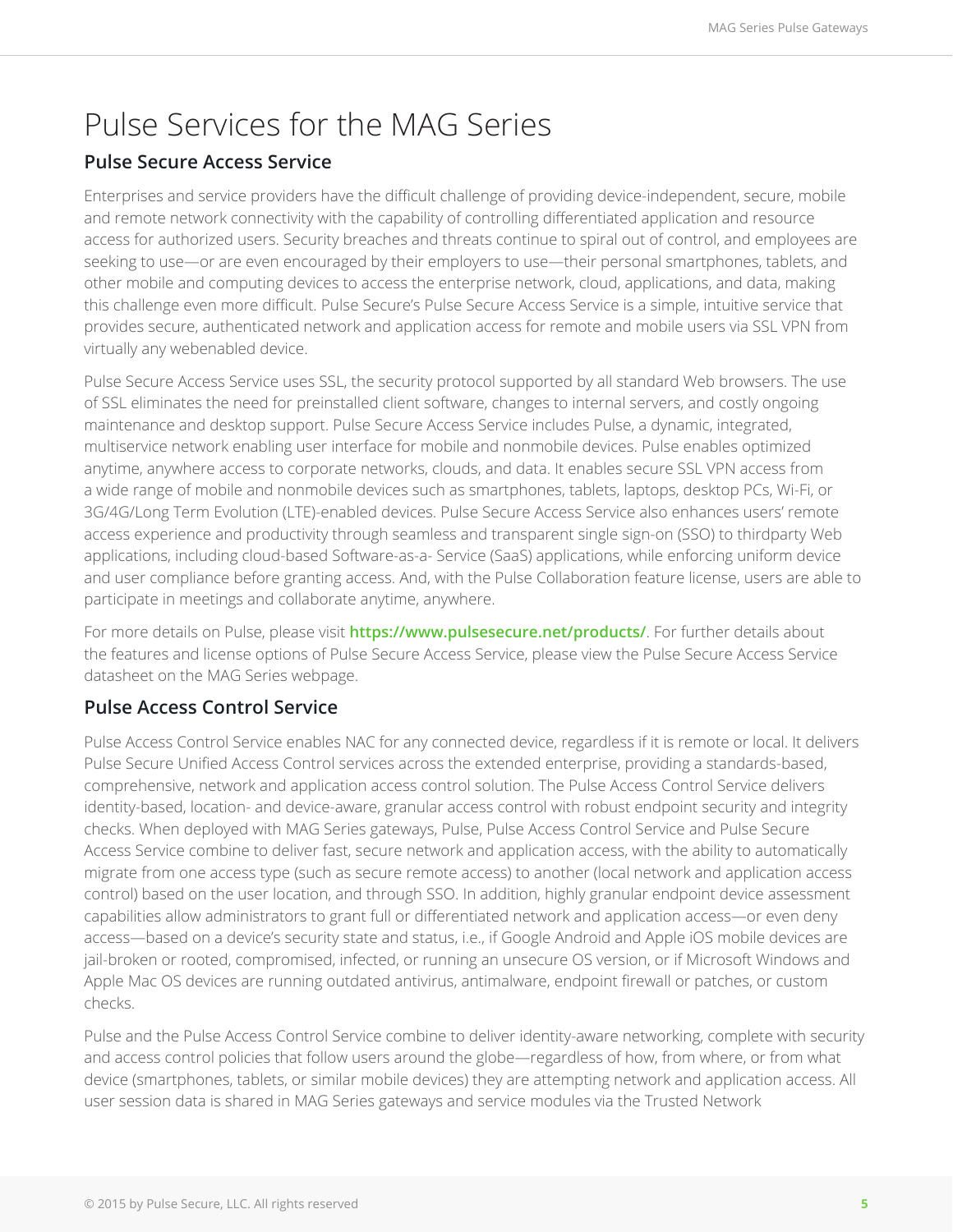# Pulse Services for the MAG Series

## Pulse Secure Access Service

Enterprises and service providers have the difficult challenge of providing device-independent, secure, mobile and remote network connectivity with the capability of controlling differentiated application and resource access for authorized users. Security breaches and threats continue to spiral out of control, and employees are seeking to use—or are even encouraged by their employers to use—their personal smartphones, tablets, and other mobile and computing devices to access the enterprise network, cloud, applications, and data, making this challenge even more difficult. Pulse Secure's Pulse Secure Access Service is a simple, intuitive service that provides secure, authenticated network and application access for remote and mobile users via SSL VPN from virtually any webenabled device.

Pulse Secure Access Service uses SSL, the security protocol supported by all standard Web browsers. The use of SSL eliminates the need for preinstalled client software, changes to internal servers, and costly ongoing maintenance and desktop support. Pulse Secure Access Service includes Pulse, a dynamic, integrated, multiservice network enabling user interface for mobile and nonmobile devices. Pulse enables optimized anytime, anywhere access to corporate networks, clouds, and data. It enables secure SSL VPN access from a wide range of mobile and nonmobile devices such as smartphones, tablets, laptops, desktop PCs, Wi-Fi, or 3G/4G/Long Term Evolution (LTE)-enabled devices. Pulse Secure Access Service also enhances users' remote access experience and productivity through seamless and transparent single sign-on (SSO) to thirdparty Web applications, including cloud-based Software-as-a- Service (SaaS) applications, while enforcing uniform device and user compliance before granting access. And, with the Pulse Collaboration feature license, users are able to participate in meetings and collaborate anytime, anywhere.

For more details on Pulse, please visit **https://www.pulsesecure.net/products/**. For further details about the features and license options of Pulse Secure Access Service, please view the Pulse Secure Access Service datasheet on the MAG Series webpage.

## Pulse Access Control Service

Pulse Access Control Service enables NAC for any connected device, regardless if it is remote or local. It delivers Pulse Secure Unified Access Control services across the extended enterprise, providing a standards-based, comprehensive, network and application access control solution. The Pulse Access Control Service delivers identity-based, location- and device-aware, granular access control with robust endpoint security and integrity checks. When deployed with MAG Series gateways, Pulse, Pulse Access Control Service and Pulse Secure Access Service combine to deliver fast, secure network and application access, with the ability to automatically migrate from one access type (such as secure remote access) to another (local network and application access control) based on the user location, and through SSO. In addition, highly granular endpoint device assessment capabilities allow administrators to grant full or differentiated network and application access—or even deny access—based on a device's security state and status, i.e., if Google Android and Apple iOS mobile devices are jail-broken or rooted, compromised, infected, or running an unsecure OS version, or if Microsoft Windows and Apple Mac OS devices are running outdated antivirus, antimalware, endpoint firewall or patches, or custom checks.

Pulse and the Pulse Access Control Service combine to deliver identity-aware networking, complete with security and access control policies that follow users around the globe—regardless of how, from where, or from what device (smartphones, tablets, or similar mobile devices) they are attempting network and application access. All user session data is shared in MAG Series gateways and service modules via the Trusted Network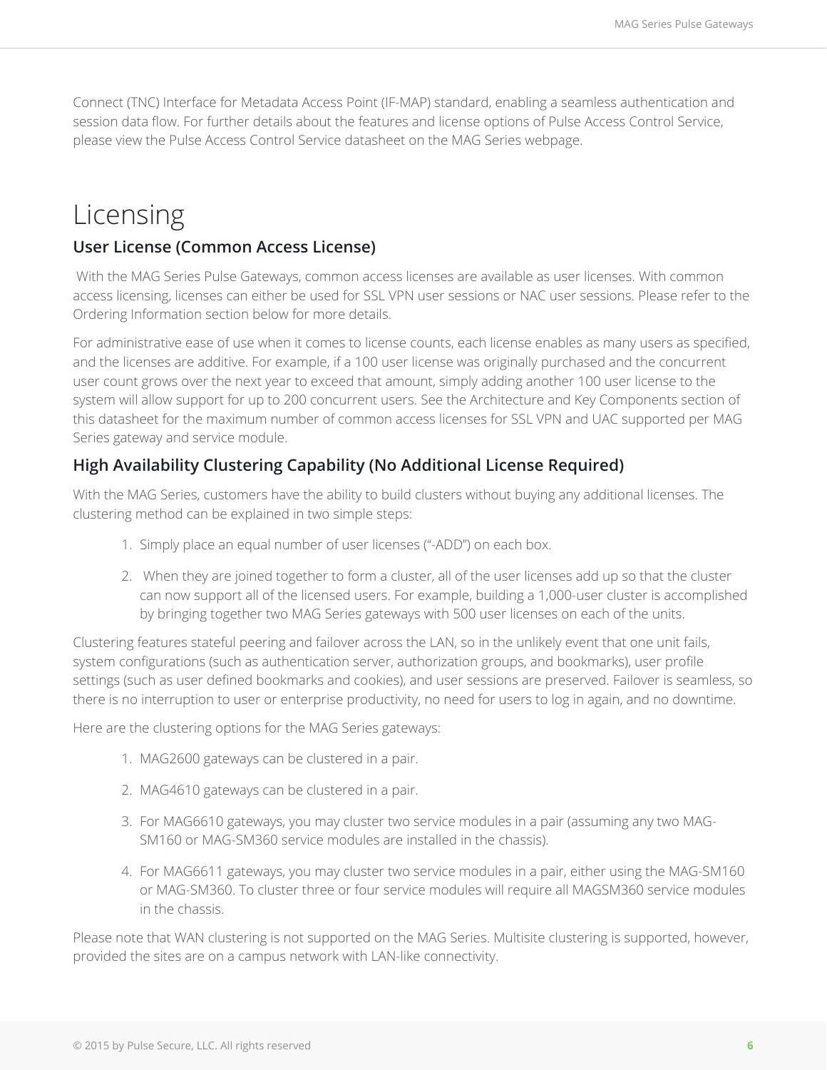Connect (TNC) Interface for Metadata Access Point (IF-MAP) standard, enabling a seamless authentication and session data flow. For further details about the features and license options of Pulse Access Control Service, please view the Pulse Access Control Service datasheet on the MAG Series webpage.

# Licensing

## User License (Common Access License)

With the MAG Series Pulse Gateways, common access licenses are available as user licenses. With common access licensing, licenses can either be used for SSL VPN user sessions or NAC user sessions. Please refer to the Ordering Information section below for more details.

For administrative ease of use when it comes to license counts, each license enables as many users as specified, and the licenses are additive. For example, if a 100 user license was originally purchased and the concurrent user count grows over the next year to exceed that amount, simply adding another 100 user license to the system will allow support for up to 200 concurrent users. See the Architecture and Key Components section of this datasheet for the maximum number of common access licenses for SSL VPN and UAC supported per MAG Series gateway and service module.

## High Availability Clustering Capability (No Additional License Required)

With the MAG Series, customers have the ability to build clusters without buying any additional licenses. The clustering method can be explained in two simple steps:

1. Simply place an equal number of user licenses ("-ADD") on each box.
2. When they are joined together to form a cluster, all of the user licenses add up so that the cluster can now support all of the licensed users. For example, building a 1,000-user cluster is accomplished by bringing together two MAG Series gateways with 500 user licenses on each of the units.

Clustering features stateful peering and failover across the LAN, so in the unlikely event that one unit fails, system configurations (such as authentication server, authorization groups, and bookmarks), user profile settings (such as user defined bookmarks and cookies), and user sessions are preserved. Failover is seamless, so there is no interruption to user or enterprise productivity, no need for users to log in again, and no downtime.

Here are the clustering options for the MAG Series gateways:

1. MAG2600 gateways can be clustered in a pair.
2. MAG4610 gateways can be clustered in a pair.
3. For MAG6610 gateways, you may cluster two service modules in a pair (assuming any two MAG-SM160 or MAG-SM360 service modules are installed in the chassis).
4. For MAG6611 gateways, you may cluster two service modules in a pair, either using the MAG-SM160 or MAG-SM360. To cluster three or four service modules will require all MAGSM360 service modules in the chassis.

Please note that WAN clustering is not supported on the MAG Series. Multisite clustering is supported, however, provided the sites are on a campus network with LAN-like connectivity.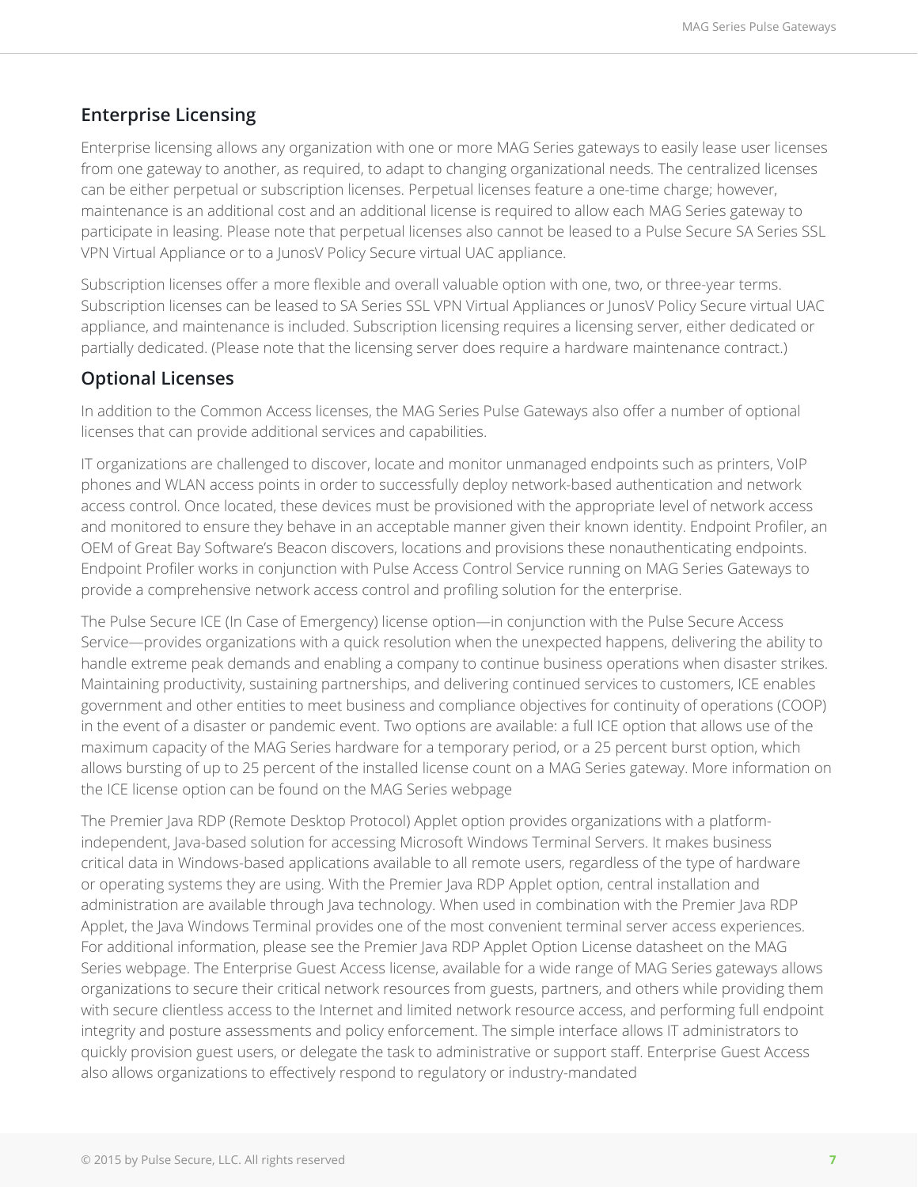## Enterprise Licensing

Enterprise licensing allows any organization with one or more MAG Series gateways to easily lease user licenses from one gateway to another, as required, to adapt to changing organizational needs. The centralized licenses can be either perpetual or subscription licenses. Perpetual licenses feature a one-time charge; however, maintenance is an additional cost and an additional license is required to allow each MAG Series gateway to participate in leasing. Please note that perpetual licenses also cannot be leased to a Pulse Secure SA Series SSL VPN Virtual Appliance or to a JunosV Policy Secure virtual UAC appliance.

Subscription licenses offer a more flexible and overall valuable option with one, two, or three-year terms. Subscription licenses can be leased to SA Series SSL VPN Virtual Appliances or JunosV Policy Secure virtual UAC appliance, and maintenance is included. Subscription licensing requires a licensing server, either dedicated or partially dedicated. (Please note that the licensing server does require a hardware maintenance contract.)

## Optional Licenses

In addition to the Common Access licenses, the MAG Series Pulse Gateways also offer a number of optional licenses that can provide additional services and capabilities.

IT organizations are challenged to discover, locate and monitor unmanaged endpoints such as printers, VoIP phones and WLAN access points in order to successfully deploy network-based authentication and network access control. Once located, these devices must be provisioned with the appropriate level of network access and monitored to ensure they behave in an acceptable manner given their known identity. Endpoint Profiler, an OEM of Great Bay Software's Beacon discovers, locations and provisions these nonauthenticating endpoints. Endpoint Profiler works in conjunction with Pulse Access Control Service running on MAG Series Gateways to provide a comprehensive network access control and profiling solution for the enterprise.

The Pulse Secure ICE (In Case of Emergency) license option—in conjunction with the Pulse Secure Access Service—provides organizations with a quick resolution when the unexpected happens, delivering the ability to handle extreme peak demands and enabling a company to continue business operations when disaster strikes. Maintaining productivity, sustaining partnerships, and delivering continued services to customers, ICE enables government and other entities to meet business and compliance objectives for continuity of operations (COOP) in the event of a disaster or pandemic event. Two options are available: a full ICE option that allows use of the maximum capacity of the MAG Series hardware for a temporary period, or a 25 percent burst option, which allows bursting of up to 25 percent of the installed license count on a MAG Series gateway. More information on the ICE license option can be found on the MAG Series webpage

The Premier Java RDP (Remote Desktop Protocol) Applet option provides organizations with a platform-independent, Java-based solution for accessing Microsoft Windows Terminal Servers. It makes business critical data in Windows-based applications available to all remote users, regardless of the type of hardware or operating systems they are using. With the Premier Java RDP Applet option, central installation and administration are available through Java technology. When used in combination with the Premier Java RDP Applet, the Java Windows Terminal provides one of the most convenient terminal server access experiences. For additional information, please see the Premier Java RDP Applet Option License datasheet on the MAG Series webpage. The Enterprise Guest Access license, available for a wide range of MAG Series gateways allows organizations to secure their critical network resources from guests, partners, and others while providing them with secure clientless access to the Internet and limited network resource access, and performing full endpoint integrity and posture assessments and policy enforcement. The simple interface allows IT administrators to quickly provision guest users, or delegate the task to administrative or support staff. Enterprise Guest Access also allows organizations to effectively respond to regulatory or industry-mandated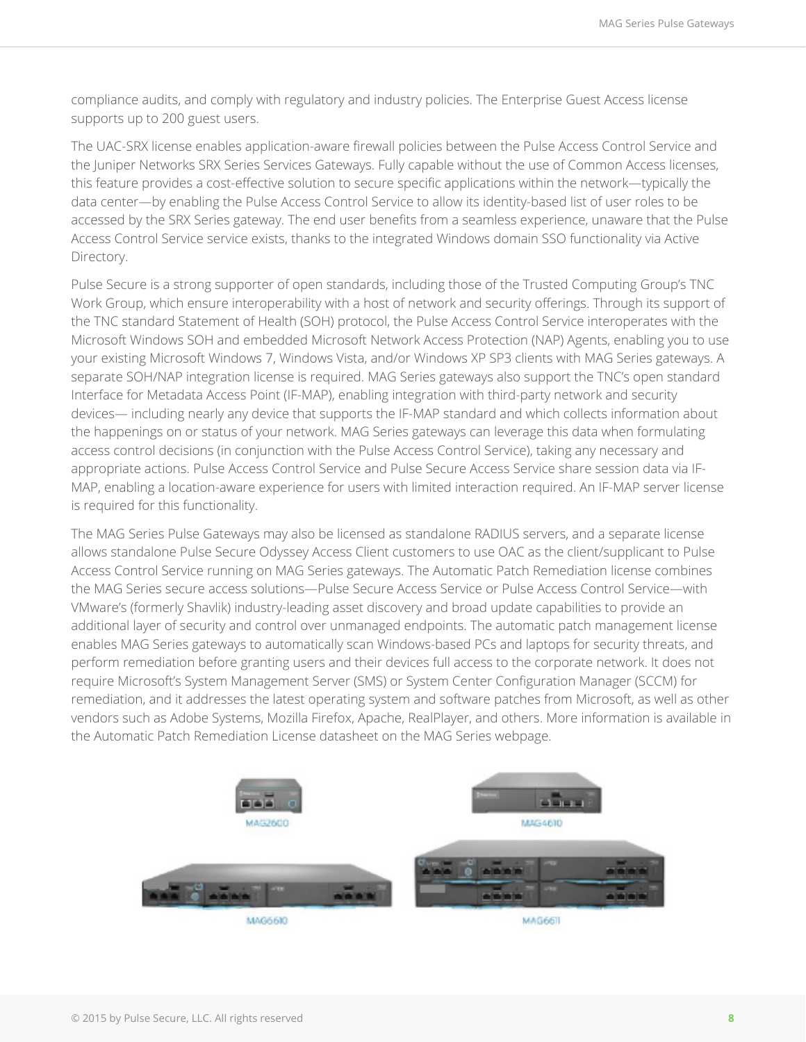compliance audits, and comply with regulatory and industry policies. The Enterprise Guest Access license supports up to 200 guest users.

The UAC-SRX license enables application-aware firewall policies between the Pulse Access Control Service and the Juniper Networks SRX Series Services Gateways. Fully capable without the use of Common Access licenses, this feature provides a cost-effective solution to secure specific applications within the network—typically the data center—by enabling the Pulse Access Control Service to allow its identity-based list of user roles to be accessed by the SRX Series gateway. The end user benefits from a seamless experience, unaware that the Pulse Access Control Service service exists, thanks to the integrated Windows domain SSO functionality via Active Directory.

Pulse Secure is a strong supporter of open standards, including those of the Trusted Computing Group's TNC Work Group, which ensure interoperability with a host of network and security offerings. Through its support of the TNC standard Statement of Health (SOH) protocol, the Pulse Access Control Service interoperates with the Microsoft Windows SOH and embedded Microsoft Network Access Protection (NAP) Agents, enabling you to use your existing Microsoft Windows 7, Windows Vista, and/or Windows XP SP3 clients with MAG Series gateways. A separate SOH/NAP integration license is required. MAG Series gateways also support the TNC's open standard Interface for Metadata Access Point (IF-MAP), enabling integration with third-party network and security devices— including nearly any device that supports the IF-MAP standard and which collects information about the happenings on or status of your network. MAG Series gateways can leverage this data when formulating access control decisions (in conjunction with the Pulse Access Control Service), taking any necessary and appropriate actions. Pulse Access Control Service and Pulse Secure Access Service share session data via IF-MAP, enabling a location-aware experience for users with limited interaction required. An IF-MAP server license is required for this functionality.

The MAG Series Pulse Gateways may also be licensed as standalone RADIUS servers, and a separate license allows standalone Pulse Secure Odyssey Access Client customers to use OAC as the client/supplicant to Pulse Access Control Service running on MAG Series gateways. The Automatic Patch Remediation license combines the MAG Series secure access solutions—Pulse Secure Access Service or Pulse Access Control Service—with VMware's (formerly Shavlik) industry-leading asset discovery and broad update capabilities to provide an additional layer of security and control over unmanaged endpoints. The automatic patch management license enables MAG Series gateways to automatically scan Windows-based PCs and laptops for security threats, and perform remediation before granting users and their devices full access to the corporate network. It does not require Microsoft's System Management Server (SMS) or System Center Configuration Manager (SCCM) for remediation, and it addresses the latest operating system and software patches from Microsoft, as well as other vendors such as Adobe Systems, Mozilla Firefox, Apache, RealPlayer, and others. More information is available in the Automatic Patch Remediation License datasheet on the MAG Series webpage.

MAG2600

MAG4610

MAG6610

MAG6611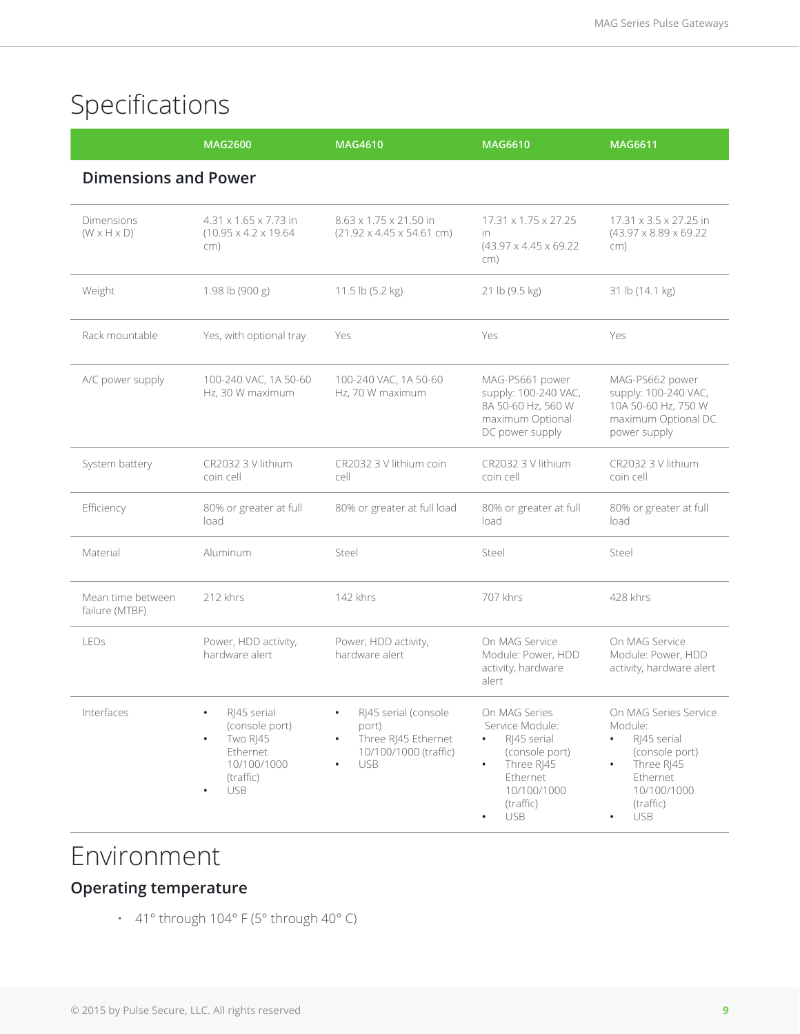# Specifications

| | MAG2600 | MAG4610 | MAG6610 | MAG6611 |
|---|---|---|---|---|
| **Dimensions and Power** | | | | |
| Dimensions (W x H x D) | 4.31 x 1.65 x 7.73 in (10.95 x 4.2 x 19.64 cm) | 8.63 x 1.75 x 21.50 in (21.92 x 4.45 x 54.61 cm) | 17.31 x 1.75 x 27.25 in (43.97 x 4.45 x 69.22 cm) | 17.31 x 3.5 x 27.25 in (43.97 x 8.89 x 69.22 cm) |
| Weight | 1.98 lb (900 g) | 11.5 lb (5.2 kg) | 21 lb (9.5 kg) | 31 lb (14.1 kg) |
| Rack mountable | Yes, with optional tray | Yes | Yes | Yes |
| A/C power supply | 100-240 VAC, 1A 50-60 Hz, 30 W maximum | 100-240 VAC, 1A 50-60 Hz, 70 W maximum | MAG-PS661 power supply: 100-240 VAC, 8A 50-60 Hz, 560 W maximum Optional DC power supply | MAG-PS662 power supply: 100-240 VAC, 10A 50-60 Hz, 750 W maximum Optional DC power supply |
| System battery | CR2032 3 V lithium coin cell | CR2032 3 V lithium coin cell | CR2032 3 V lithium coin cell | CR2032 3 V lithium coin cell |
| Efficiency | 80% or greater at full load | 80% or greater at full load | 80% or greater at full load | 80% or greater at full load |
| Material | Aluminum | Steel | Steel | Steel |
| Mean time between failure (MTBF) | 212 khrs | 142 khrs | 707 khrs | 428 khrs |
| LEDs | Power, HDD activity, hardware alert | Power, HDD activity, hardware alert | On MAG Service Module: Power, HDD activity, hardware alert | On MAG Service Module: Power, HDD activity, hardware alert |
| Interfaces | • RJ45 serial (console port)<br>• Two RJ45 Ethernet 10/100/1000 (traffic)<br>• USB | • RJ45 serial (console port)<br>• Three RJ45 Ethernet 10/100/1000 (traffic)<br>• USB | On MAG Series Service Module:<br>• RJ45 serial (console port)<br>• Three RJ45 Ethernet 10/100/1000 (traffic)<br>• USB | On MAG Series Service Module:<br>• RJ45 serial (console port)<br>• Three RJ45 Ethernet 10/100/1000 (traffic)<br>• USB |

# Environment

## Operating temperature

- 41° through 104° F (5° through 40° C)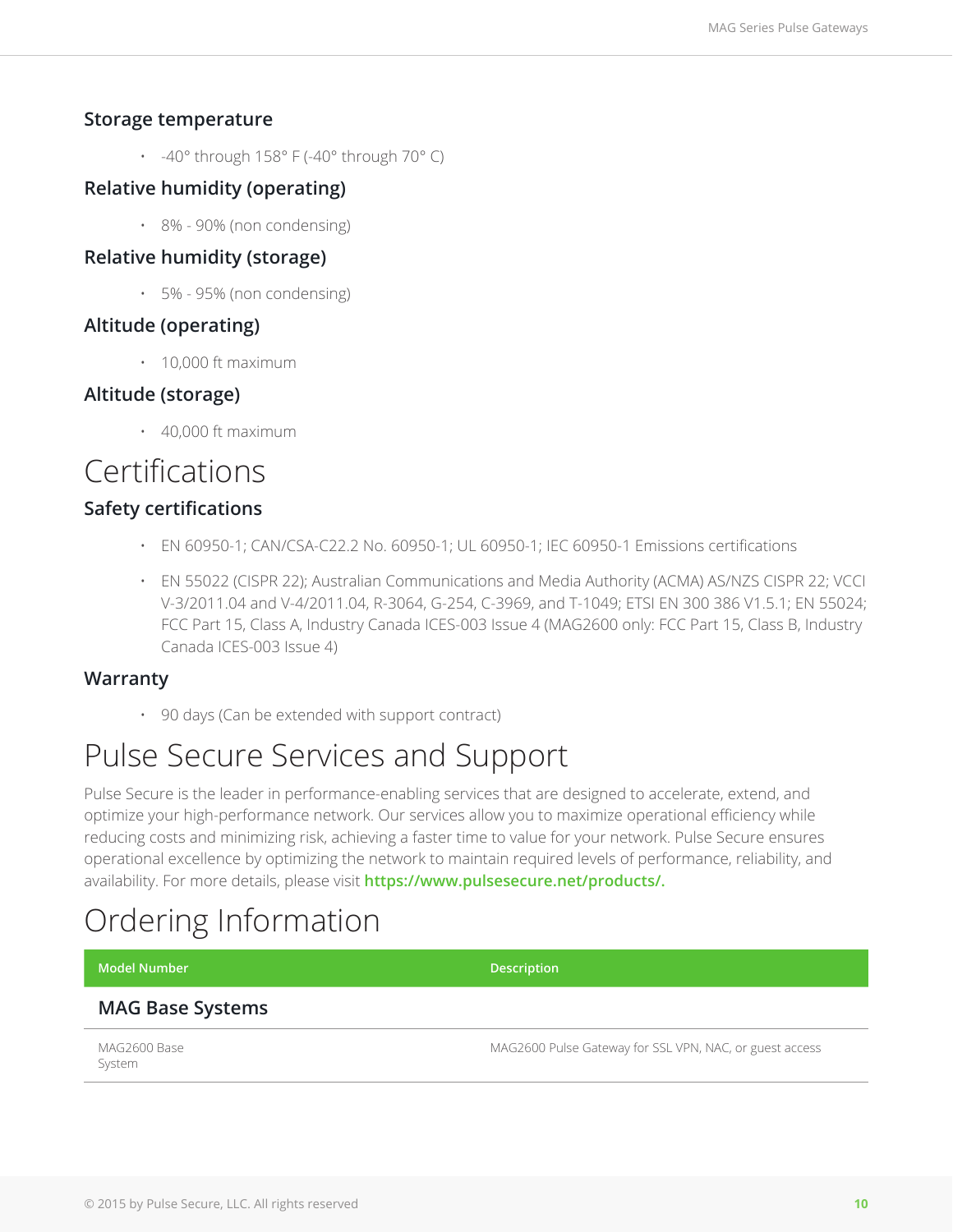### Storage temperature

- -40° through 158° F (-40° through 70° C)

### Relative humidity (operating)

- 8% - 90% (non condensing)

### Relative humidity (storage)

- 5% - 95% (non condensing)

### Altitude (operating)

- 10,000 ft maximum

### Altitude (storage)

- 40,000 ft maximum

# Certifications

### Safety certifications

- EN 60950-1; CAN/CSA-C22.2 No. 60950-1; UL 60950-1; IEC 60950-1 Emissions certifications
- EN 55022 (CISPR 22); Australian Communications and Media Authority (ACMA) AS/NZS CISPR 22; VCCI V-3/2011.04 and V-4/2011.04, R-3064, G-254, C-3969, and T-1049; ETSI EN 300 386 V1.5.1; EN 55024; FCC Part 15, Class A, Industry Canada ICES-003 Issue 4 (MAG2600 only: FCC Part 15, Class B, Industry Canada ICES-003 Issue 4)

### Warranty

- 90 days (Can be extended with support contract)

# Pulse Secure Services and Support

Pulse Secure is the leader in performance-enabling services that are designed to accelerate, extend, and optimize your high-performance network. Our services allow you to maximize operational efficiency while reducing costs and minimizing risk, achieving a faster time to value for your network. Pulse Secure ensures operational excellence by optimizing the network to maintain required levels of performance, reliability, and availability. For more details, please visit **https://www.pulsesecure.net/products/.**

# Ordering Information

| Model Number | Description |
| --- | --- |
| **MAG Base Systems** | |
| MAG2600 Base System | MAG2600 Pulse Gateway for SSL VPN, NAC, or guest access |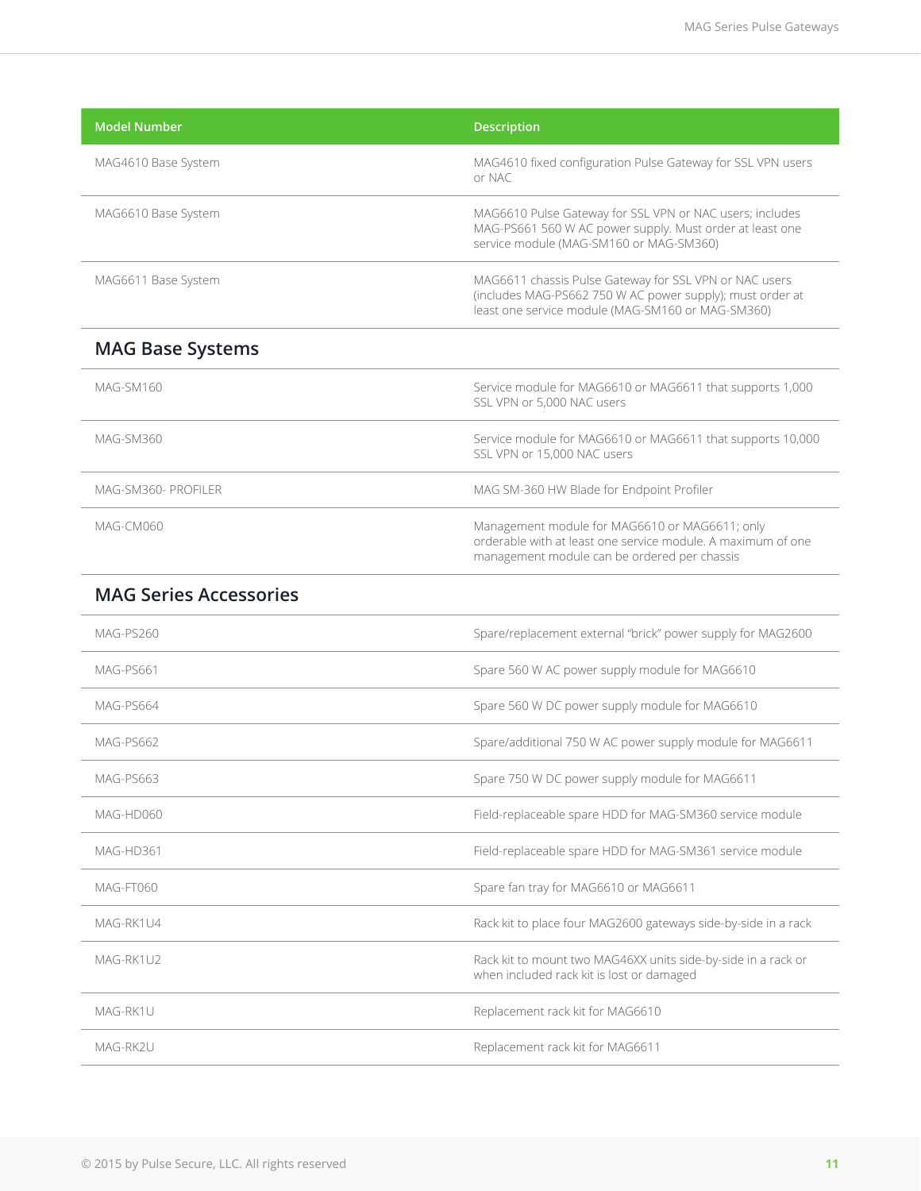| Model Number | Description |
|---|---|
| MAG4610 Base System | MAG4610 fixed configuration Pulse Gateway for SSL VPN users or NAC |
| MAG6610 Base System | MAG6610 Pulse Gateway for SSL VPN or NAC users; includes MAG-PS661 560 W AC power supply. Must order at least one service module (MAG-SM160 or MAG-SM360) |
| MAG6611 Base System | MAG6611 chassis Pulse Gateway for SSL VPN or NAC users (includes MAG-PS662 750 W AC power supply); must order at least one service module (MAG-SM160 or MAG-SM360) |

## MAG Base Systems

| Model Number | Description |
|---|---|
| MAG-SM160 | Service module for MAG6610 or MAG6611 that supports 1,000 SSL VPN or 5,000 NAC users |
| MAG-SM360 | Service module for MAG6610 or MAG6611 that supports 10,000 SSL VPN or 15,000 NAC users |
| MAG-SM360- PROFILER | MAG SM-360 HW Blade for Endpoint Profiler |
| MAG-CM060 | Management module for MAG6610 or MAG6611; only orderable with at least one service module. A maximum of one management module can be ordered per chassis |

## MAG Series Accessories

| Model Number | Description |
|---|---|
| MAG-PS260 | Spare/replacement external "brick" power supply for MAG2600 |
| MAG-PS661 | Spare 560 W AC power supply module for MAG6610 |
| MAG-PS664 | Spare 560 W DC power supply module for MAG6610 |
| MAG-PS662 | Spare/additional 750 W AC power supply module for MAG6611 |
| MAG-PS663 | Spare 750 W DC power supply module for MAG6611 |
| MAG-HD060 | Field-replaceable spare HDD for MAG-SM360 service module |
| MAG-HD361 | Field-replaceable spare HDD for MAG-SM361 service module |
| MAG-FT060 | Spare fan tray for MAG6610 or MAG6611 |
| MAG-RK1U4 | Rack kit to place four MAG2600 gateways side-by-side in a rack |
| MAG-RK1U2 | Rack kit to mount two MAG46XX units side-by-side in a rack or when included rack kit is lost or damaged |
| MAG-RK1U | Replacement rack kit for MAG6610 |
| MAG-RK2U | Replacement rack kit for MAG6611 |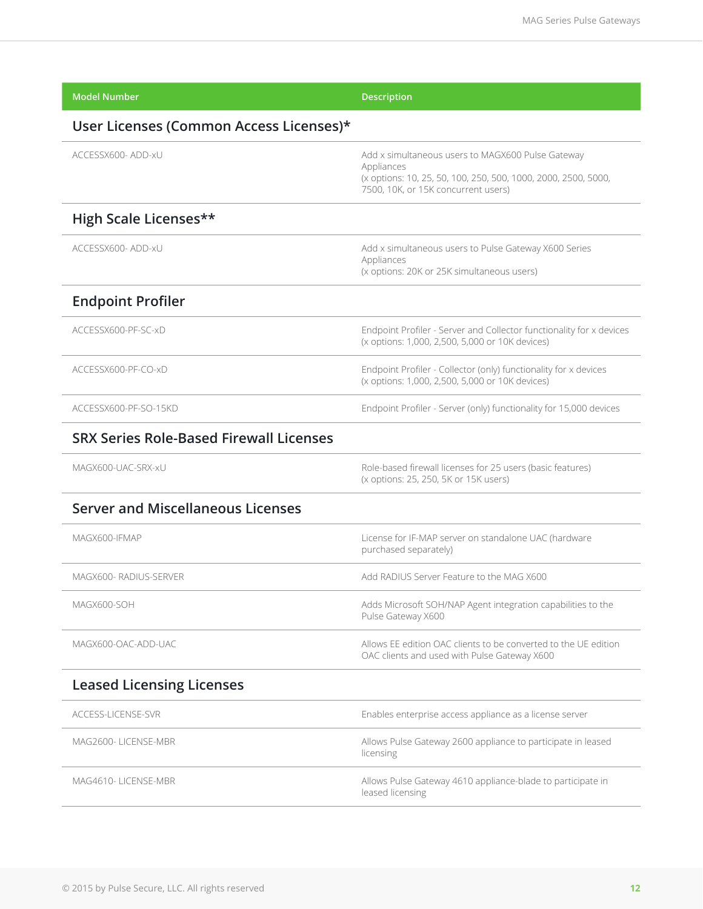| Model Number | Description |
|---|---|
| **User Licenses (Common Access Licenses)*** | |
| ACCESSX600- ADD-xU | Add x simultaneous users to MAGX600 Pulse Gateway Appliances (x options: 10, 25, 50, 100, 250, 500, 1000, 2000, 2500, 5000, 7500, 10K, or 15K concurrent users) |
| **High Scale Licenses**** | |
| ACCESSX600- ADD-xU | Add x simultaneous users to Pulse Gateway X600 Series Appliances (x options: 20K or 25K simultaneous users) |
| **Endpoint Profiler** | |
| ACCESSX600-PF-SC-xD | Endpoint Profiler - Server and Collector functionality for x devices (x options: 1,000, 2,500, 5,000 or 10K devices) |
| ACCESSX600-PF-CO-xD | Endpoint Profiler - Collector (only) functionality for x devices (x options: 1,000, 2,500, 5,000 or 10K devices) |
| ACCESSX600-PF-SO-15KD | Endpoint Profiler - Server (only) functionality for 15,000 devices |
| **SRX Series Role-Based Firewall Licenses** | |
| MAGX600-UAC-SRX-xU | Role-based firewall licenses for 25 users (basic features) (x options: 25, 250, 5K or 15K users) |
| **Server and Miscellaneous Licenses** | |
| MAGX600-IFMAP | License for IF-MAP server on standalone UAC (hardware purchased separately) |
| MAGX600- RADIUS-SERVER | Add RADIUS Server Feature to the MAG X600 |
| MAGX600-SOH | Adds Microsoft SOH/NAP Agent integration capabilities to the Pulse Gateway X600 |
| MAGX600-OAC-ADD-UAC | Allows EE edition OAC clients to be converted to the UE edition OAC clients and used with Pulse Gateway X600 |
| **Leased Licensing Licenses** | |
| ACCESS-LICENSE-SVR | Enables enterprise access appliance as a license server |
| MAG2600- LICENSE-MBR | Allows Pulse Gateway 2600 appliance to participate in leased licensing |
| MAG4610- LICENSE-MBR | Allows Pulse Gateway 4610 appliance-blade to participate in leased licensing |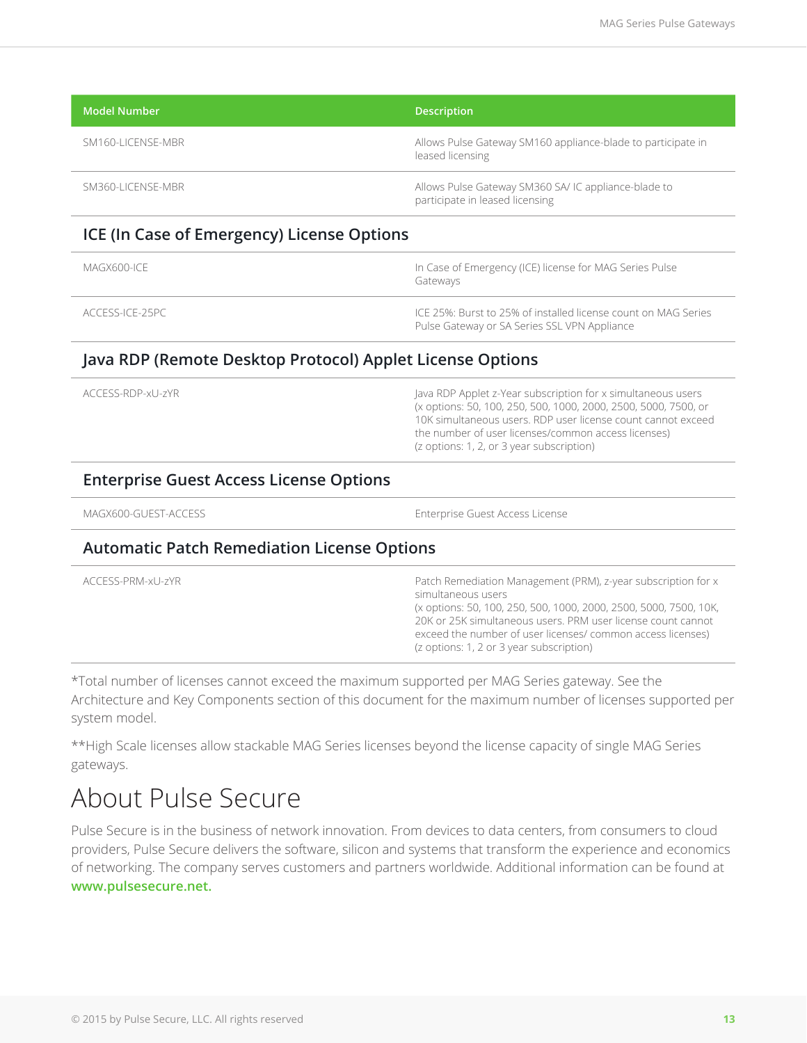| Model Number | Description |
| --- | --- |
| SM160-LICENSE-MBR | Allows Pulse Gateway SM160 appliance-blade to participate in leased licensing |
| SM360-LICENSE-MBR | Allows Pulse Gateway SM360 SA/ IC appliance-blade to participate in leased licensing |
| **ICE (In Case of Emergency) License Options** | |
| MAGX600-ICE | In Case of Emergency (ICE) license for MAG Series Pulse Gateways |
| ACCESS-ICE-25PC | ICE 25%: Burst to 25% of installed license count on MAG Series Pulse Gateway or SA Series SSL VPN Appliance |
| **Java RDP (Remote Desktop Protocol) Applet License Options** | |
| ACCESS-RDP-xU-zYR | Java RDP Applet z-Year subscription for x simultaneous users (x options: 50, 100, 250, 500, 1000, 2000, 2500, 5000, 7500, or 10K simultaneous users. RDP user license count cannot exceed the number of user licenses/common access licenses) (z options: 1, 2, or 3 year subscription) |
| **Enterprise Guest Access License Options** | |
| MAGX600-GUEST-ACCESS | Enterprise Guest Access License |
| **Automatic Patch Remediation License Options** | |
| ACCESS-PRM-xU-zYR | Patch Remediation Management (PRM), z-year subscription for x simultaneous users (x options: 50, 100, 250, 500, 1000, 2000, 2500, 5000, 7500, 10K, 20K or 25K simultaneous users. PRM user license count cannot exceed the number of user licenses/ common access licenses) (z options: 1, 2 or 3 year subscription) |

*Total number of licenses cannot exceed the maximum supported per MAG Series gateway. See the Architecture and Key Components section of this document for the maximum number of licenses supported per system model.

**High Scale licenses allow stackable MAG Series licenses beyond the license capacity of single MAG Series gateways.

# About Pulse Secure

Pulse Secure is in the business of network innovation. From devices to data centers, from consumers to cloud providers, Pulse Secure delivers the software, silicon and systems that transform the experience and economics of networking. The company serves customers and partners worldwide. Additional information can be found at **www.pulsesecure.net.**

© 2015 by Pulse Secure, LLC. All rights reserved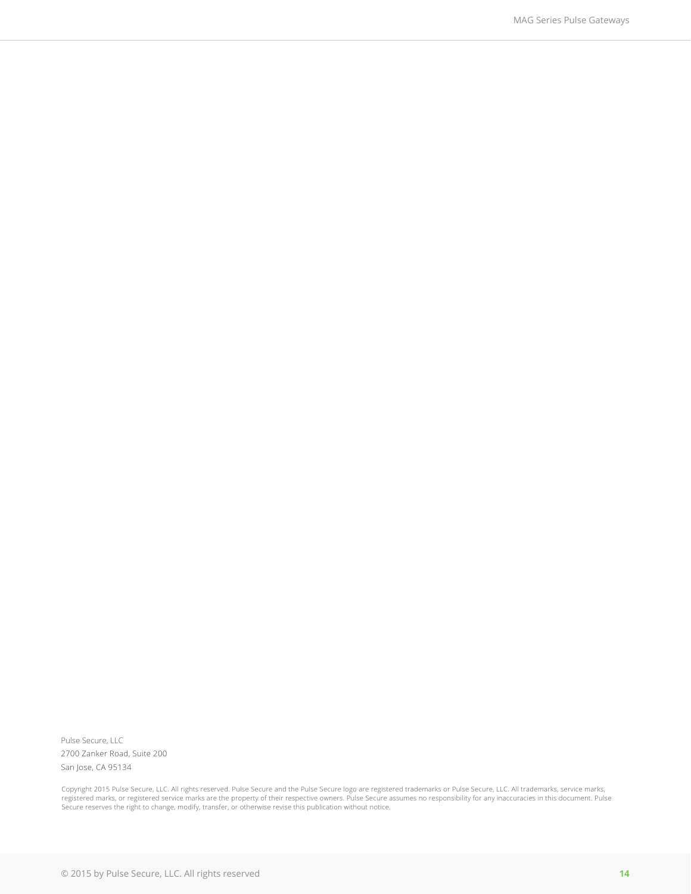Pulse Secure, LLC
2700 Zanker Road, Suite 200
San Jose, CA 95134

Copyright 2015 Pulse Secure, LLC. All rights reserved. Pulse Secure and the Pulse Secure logo are registered trademarks or Pulse Secure, LLC. All trademarks, service marks, registered marks, or registered service marks are the property of their respective owners. Pulse Secure assumes no responsibility for any inaccuracies in this document. Pulse Secure reserves the right to change, modify, transfer, or otherwise revise this publication without notice.